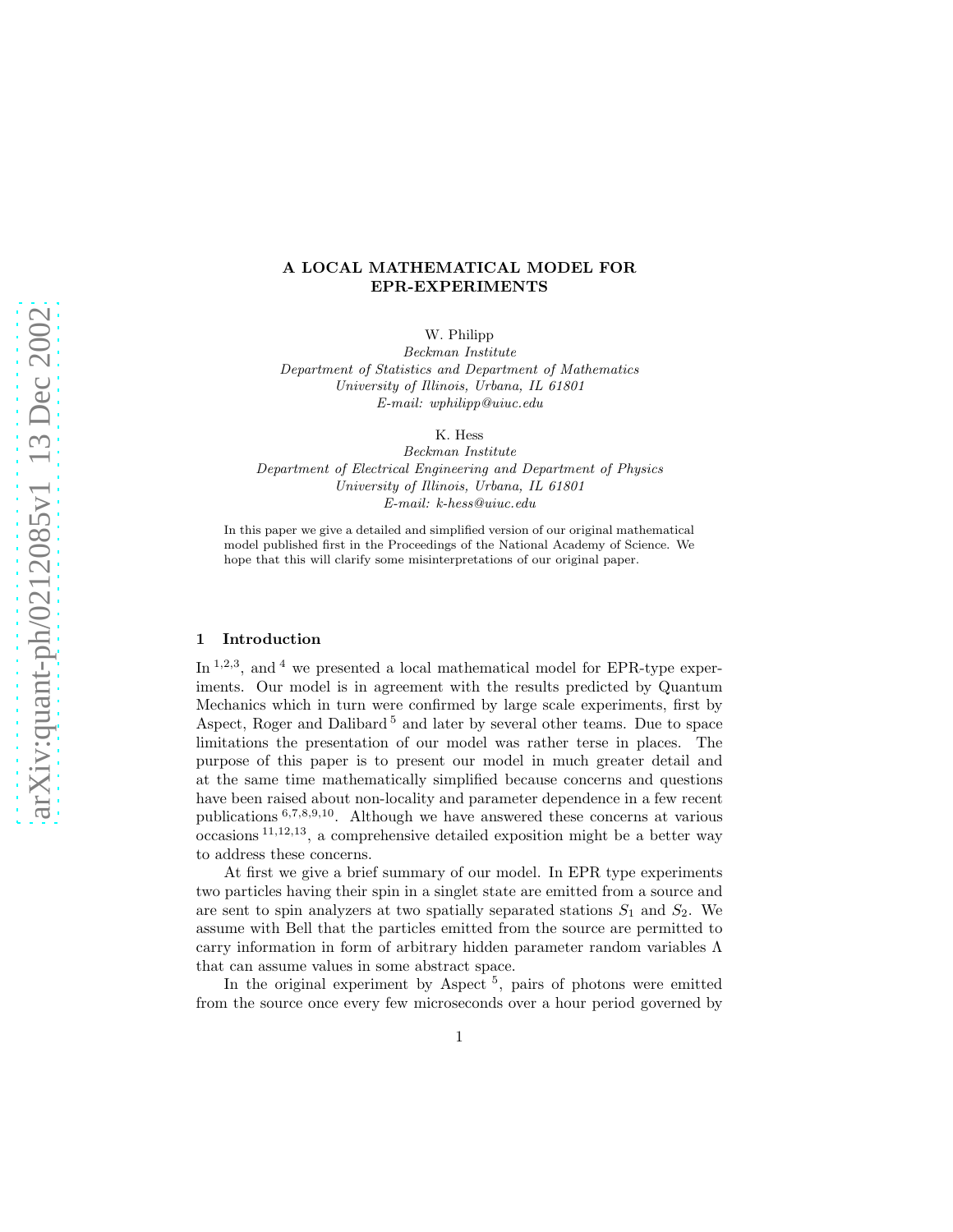# A LOCAL MATHEMATICAL MODEL FOR EPR-EXPERIMENTS

W. Philipp

*Beckman Institute*
*Department of Statistics and Department of Mathematics*
*University of Illinois, Urbana, IL 61801*
*E-mail: wphilipp@uiuc.edu*

K. Hess

*Beckman Institute*
*Department of Electrical Engineering and Department of Physics*
*University of Illinois, Urbana, IL 61801*
*E-mail: k-hess@uiuc.edu*

In this paper we give a detailed and simplified version of our original mathematical model published first in the Proceedings of the National Academy of Science. We hope that this will clarify some misinterpretations of our original paper.

## 1 Introduction

In [1,2,3], and [4] we presented a local mathematical model for EPR-type experiments. Our model is in agreement with the results predicted by Quantum Mechanics which in turn were confirmed by large scale experiments, first by Aspect, Roger and Dalibard [5] and later by several other teams. Due to space limitations the presentation of our model was rather terse in places. The purpose of this paper is to present our model in much greater detail and at the same time mathematically simplified because concerns and questions have been raised about non-locality and parameter dependence in a few recent publications [6,7,8,9,10]. Although we have answered these concerns at various occasions [11,12,13], a comprehensive detailed exposition might be a better way to address these concerns.

At first we give a brief summary of our model. In EPR type experiments two particles having their spin in a singlet state are emitted from a source and are sent to spin analyzers at two spatially separated stations $S_1$ and $S_2$. We assume with Bell that the particles emitted from the source are permitted to carry information in form of arbitrary hidden parameter random variables $\Lambda$ that can assume values in some abstract space.

In the original experiment by Aspect [5], pairs of photons were emitted from the source once every few microseconds over a hour period governed by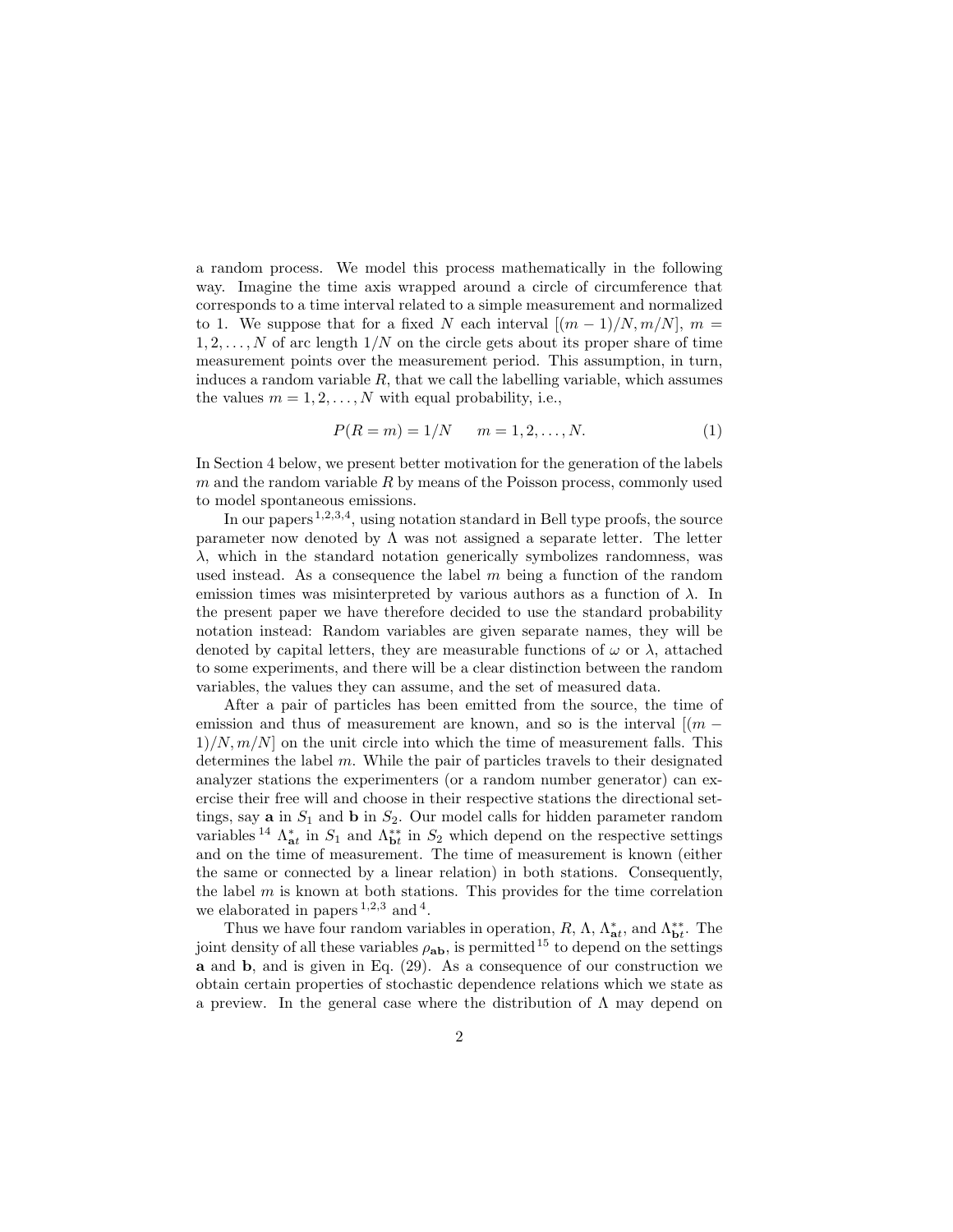a random process. We model this process mathematically in the following way. Imagine the time axis wrapped around a circle of circumference that corresponds to a time interval related to a simple measurement and normalized to 1. We suppose that for a fixed $N$ each interval $[(m-1)/N, m/N]$, $m = 1, 2, \ldots, N$ of arc length $1/N$ on the circle gets about its proper share of time measurement points over the measurement period. This assumption, in turn, induces a random variable $R$, that we call the labelling variable, which assumes the values $m = 1, 2, \ldots, N$ with equal probability, i.e.,

$$P(R = m) = 1/N \qquad m = 1, 2, \ldots, N. \tag{1}$$

In Section 4 below, we present better motivation for the generation of the labels $m$ and the random variable $R$ by means of the Poisson process, commonly used to model spontaneous emissions.

In our papers [1,2,3,4], using notation standard in Bell type proofs, the source parameter now denoted by $\Lambda$ was not assigned a separate letter. The letter $\lambda$, which in the standard notation generically symbolizes randomness, was used instead. As a consequence the label $m$ being a function of the random emission times was misinterpreted by various authors as a function of $\lambda$. In the present paper we have therefore decided to use the standard probability notation instead: Random variables are given separate names, they will be denoted by capital letters, they are measurable functions of $\omega$ or $\lambda$, attached to some experiments, and there will be a clear distinction between the random variables, the values they can assume, and the set of measured data.

After a pair of particles has been emitted from the source, the time of emission and thus of measurement are known, and so is the interval $[(m-1)/N, m/N]$ on the unit circle into which the time of measurement falls. This determines the label $m$. While the pair of particles travels to their designated analyzer stations the experimenters (or a random number generator) can exercise their free will and choose in their respective stations the directional settings, say $\mathbf{a}$ in $S_1$ and $\mathbf{b}$ in $S_2$. Our model calls for hidden parameter random variables [14] $\Lambda^*_{\mathbf{a}t}$ in $S_1$ and $\Lambda^{**}_{\mathbf{b}t}$ in $S_2$ which depend on the respective settings and on the time of measurement. The time of measurement is known (either the same or connected by a linear relation) in both stations. Consequently, the label $m$ is known at both stations. This provides for the time correlation we elaborated in papers [1,2,3] and [4].

Thus we have four random variables in operation, $R$, $\Lambda$, $\Lambda^*_{\mathbf{a}t}$, and $\Lambda^{**}_{\mathbf{b}t}$. The joint density of all these variables $\rho_{\mathbf{ab}}$, is permitted [15] to depend on the settings $\mathbf{a}$ and $\mathbf{b}$, and is given in Eq. (29). As a consequence of our construction we obtain certain properties of stochastic dependence relations which we state as a preview. In the general case where the distribution of $\Lambda$ may depend on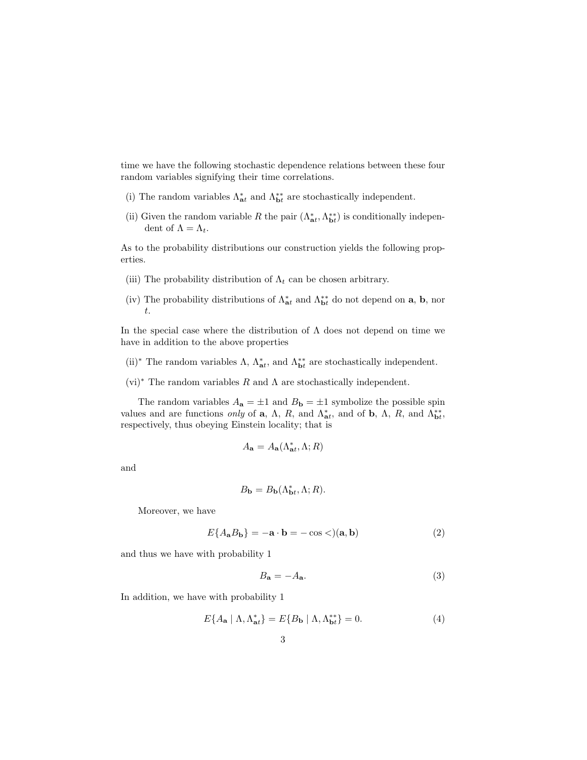time we have the following stochastic dependence relations between these four random variables signifying their time correlations.

- (i) The random variables $\Lambda^*_{\mathbf{a}t}$ and $\Lambda^{**}_{\mathbf{b}t}$ are stochastically independent.
- (ii) Given the random variable $R$ the pair $(\Lambda^*_{\mathbf{a}t}, \Lambda^{**}_{\mathbf{b}t})$ is conditionally independent of $\Lambda = \Lambda_t$.

As to the probability distributions our construction yields the following properties.

- (iii) The probability distribution of $\Lambda_t$ can be chosen arbitrary.
- (iv) The probability distributions of $\Lambda^*_{\mathbf{a}t}$ and $\Lambda^{**}_{\mathbf{b}t}$ do not depend on $\mathbf{a}$, $\mathbf{b}$, nor $t$.

In the special case where the distribution of $\Lambda$ does not depend on time we have in addition to the above properties

- (ii)* The random variables $\Lambda$, $\Lambda^*_{\mathbf{a}t}$, and $\Lambda^{**}_{\mathbf{b}t}$ are stochastically independent.
- (vi)* The random variables $R$ and $\Lambda$ are stochastically independent.

The random variables $A_{\mathbf{a}} = \pm 1$ and $B_{\mathbf{b}} = \pm 1$ symbolize the possible spin values and are functions *only* of $\mathbf{a}$, $\Lambda$, $R$, and $\Lambda^*_{\mathbf{a}t}$, and of $\mathbf{b}$, $\Lambda$, $R$, and $\Lambda^{**}_{\mathbf{b}t}$, respectively, thus obeying Einstein locality; that is

$$A_{\mathbf{a}} = A_{\mathbf{a}}(\Lambda^*_{\mathbf{a}t}, \Lambda; R)$$

and

$$B_{\mathbf{b}} = B_{\mathbf{b}}(\Lambda^*_{\mathbf{b}t}, \Lambda; R).$$

Moreover, we have

$$E\{A_{\mathbf{a}} B_{\mathbf{b}}\} = -\mathbf{a} \cdot \mathbf{b} = -\cos <)(\mathbf{a}, \mathbf{b}) \tag{2}$$

and thus we have with probability 1

$$B_{\mathbf{a}} = -A_{\mathbf{a}}. \tag{3}$$

In addition, we have with probability 1

$$E\{A_{\mathbf{a}} \mid \Lambda, \Lambda^*_{\mathbf{a}t}\} = E\{B_{\mathbf{b}} \mid \Lambda, \Lambda^{**}_{\mathbf{b}t}\} = 0. \tag{4}$$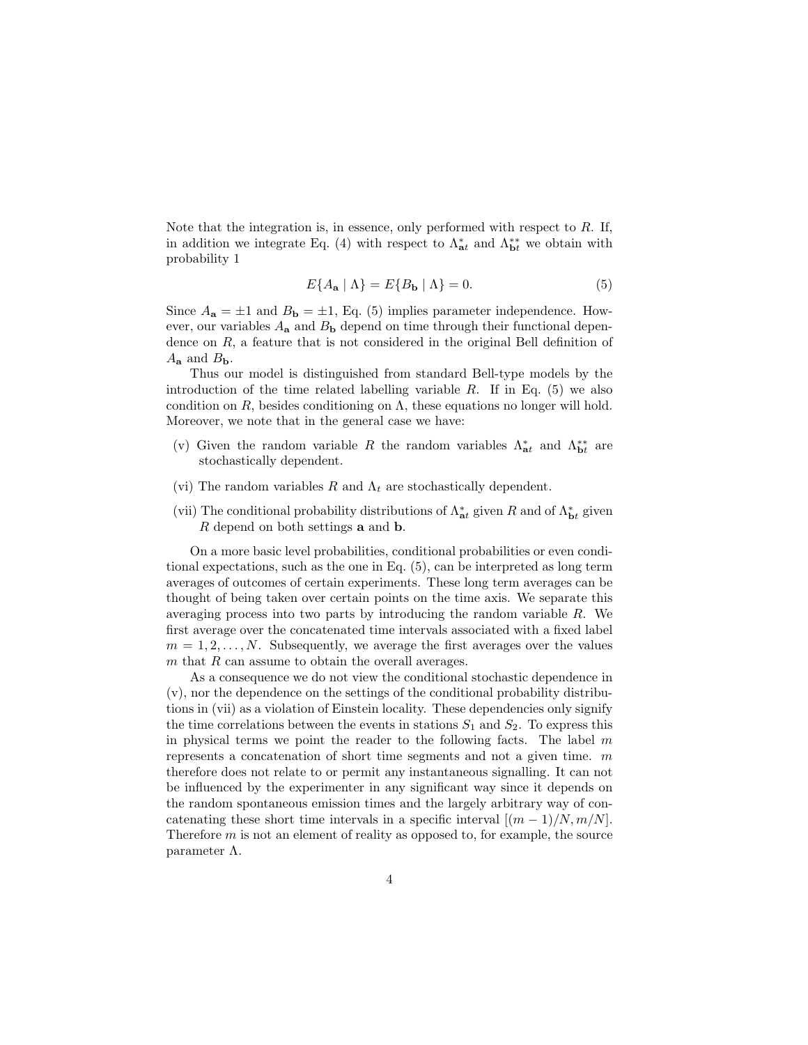Note that the integration is, in essence, only performed with respect to $R$. If, in addition we integrate Eq. (4) with respect to $\Lambda^*_{\mathbf{a}t}$ and $\Lambda^{**}_{\mathbf{b}t}$ we obtain with probability 1

$$E\{A_{\mathbf{a}} \mid \Lambda\} = E\{B_{\mathbf{b}} \mid \Lambda\} = 0. \tag{5}$$

Since $A_{\mathbf{a}} = \pm 1$ and $B_{\mathbf{b}} = \pm 1$, Eq. (5) implies parameter independence. However, our variables $A_{\mathbf{a}}$ and $B_{\mathbf{b}}$ depend on time through their functional dependence on $R$, a feature that is not considered in the original Bell definition of $A_{\mathbf{a}}$ and $B_{\mathbf{b}}$.

Thus our model is distinguished from standard Bell-type models by the introduction of the time related labelling variable $R$. If in Eq. (5) we also condition on $R$, besides conditioning on $\Lambda$, these equations no longer will hold. Moreover, we note that in the general case we have:

- (v) Given the random variable $R$ the random variables $\Lambda^*_{\mathbf{a}t}$ and $\Lambda^{**}_{\mathbf{b}t}$ are stochastically dependent.
- (vi) The random variables $R$ and $\Lambda_t$ are stochastically dependent.
- (vii) The conditional probability distributions of $\Lambda^*_{\mathbf{a}t}$ given $R$ and of $\Lambda^*_{\mathbf{b}t}$ given $R$ depend on both settings $\mathbf{a}$ and $\mathbf{b}$.

On a more basic level probabilities, conditional probabilities or even conditional expectations, such as the one in Eq. (5), can be interpreted as long term averages of outcomes of certain experiments. These long term averages can be thought of being taken over certain points on the time axis. We separate this averaging process into two parts by introducing the random variable $R$. We first average over the concatenated time intervals associated with a fixed label $m = 1, 2, \ldots, N$. Subsequently, we average the first averages over the values $m$ that $R$ can assume to obtain the overall averages.

As a consequence we do not view the conditional stochastic dependence in (v), nor the dependence on the settings of the conditional probability distributions in (vii) as a violation of Einstein locality. These dependencies only signify the time correlations between the events in stations $S_1$ and $S_2$. To express this in physical terms we point the reader to the following facts. The label $m$ represents a concatenation of short time segments and not a given time. $m$ therefore does not relate to or permit any instantaneous signalling. It can not be influenced by the experimenter in any significant way since it depends on the random spontaneous emission times and the largely arbitrary way of concatenating these short time intervals in a specific interval $[(m-1)/N, m/N]$. Therefore $m$ is not an element of reality as opposed to, for example, the source parameter $\Lambda$.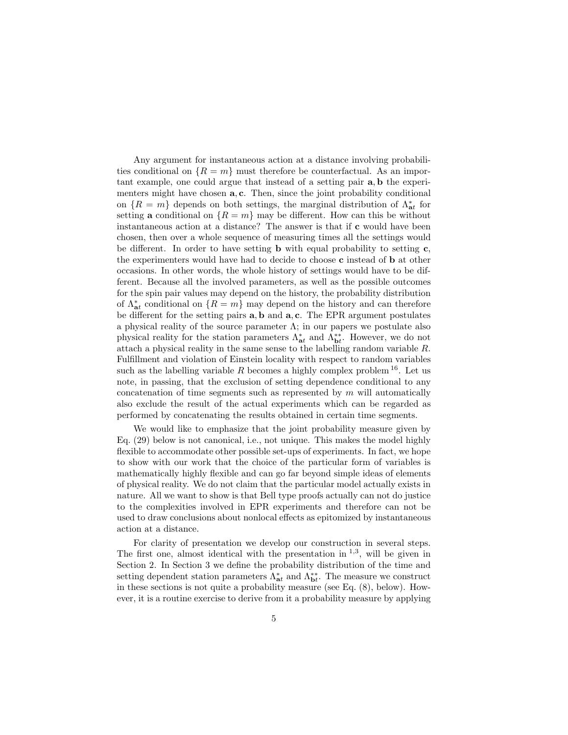Any argument for instantaneous action at a distance involving probabilities conditional on $\{R = m\}$ must therefore be counterfactual. As an important example, one could argue that instead of a setting pair $\mathbf{a}, \mathbf{b}$ the experimenters might have chosen $\mathbf{a}, \mathbf{c}$. Then, since the joint probability conditional on $\{R = m\}$ depends on both settings, the marginal distribution of $\Lambda^*_{\mathbf{a}t}$ for setting $\mathbf{a}$ conditional on $\{R = m\}$ may be different. How can this be without instantaneous action at a distance? The answer is that if $\mathbf{c}$ would have been chosen, then over a whole sequence of measuring times all the settings would be different. In order to have setting $\mathbf{b}$ with equal probability to setting $\mathbf{c}$, the experimenters would have had to decide to choose $\mathbf{c}$ instead of $\mathbf{b}$ at other occasions. In other words, the whole history of settings would have to be different. Because all the involved parameters, as well as the possible outcomes for the spin pair values may depend on the history, the probability distribution of $\Lambda^*_{\mathbf{a}t}$ conditional on $\{R = m\}$ may depend on the history and can therefore be different for the setting pairs $\mathbf{a}, \mathbf{b}$ and $\mathbf{a}, \mathbf{c}$. The EPR argument postulates a physical reality of the source parameter $\Lambda$; in our papers we postulate also physical reality for the station parameters $\Lambda^*_{\mathbf{a}t}$ and $\Lambda^{**}_{\mathbf{b}t}$. However, we do not attach a physical reality in the same sense to the labelling random variable $R$. Fulfillment and violation of Einstein locality with respect to random variables such as the labelling variable $R$ becomes a highly complex problem [16]. Let us note, in passing, that the exclusion of setting dependence conditional to any concatenation of time segments such as represented by $m$ will automatically also exclude the result of the actual experiments which can be regarded as performed by concatenating the results obtained in certain time segments.

We would like to emphasize that the joint probability measure given by Eq. (29) below is not canonical, i.e., not unique. This makes the model highly flexible to accommodate other possible set-ups of experiments. In fact, we hope to show with our work that the choice of the particular form of variables is mathematically highly flexible and can go far beyond simple ideas of elements of physical reality. We do not claim that the particular model actually exists in nature. All we want to show is that Bell type proofs actually can not do justice to the complexities involved in EPR experiments and therefore can not be used to draw conclusions about nonlocal effects as epitomized by instantaneous action at a distance.

For clarity of presentation we develop our construction in several steps. The first one, almost identical with the presentation in [1,3], will be given in Section 2. In Section 3 we define the probability distribution of the time and setting dependent station parameters $\Lambda^*_{\mathbf{a}t}$ and $\Lambda^{**}_{\mathbf{b}t}$. The measure we construct in these sections is not quite a probability measure (see Eq. (8), below). However, it is a routine exercise to derive from it a probability measure by applying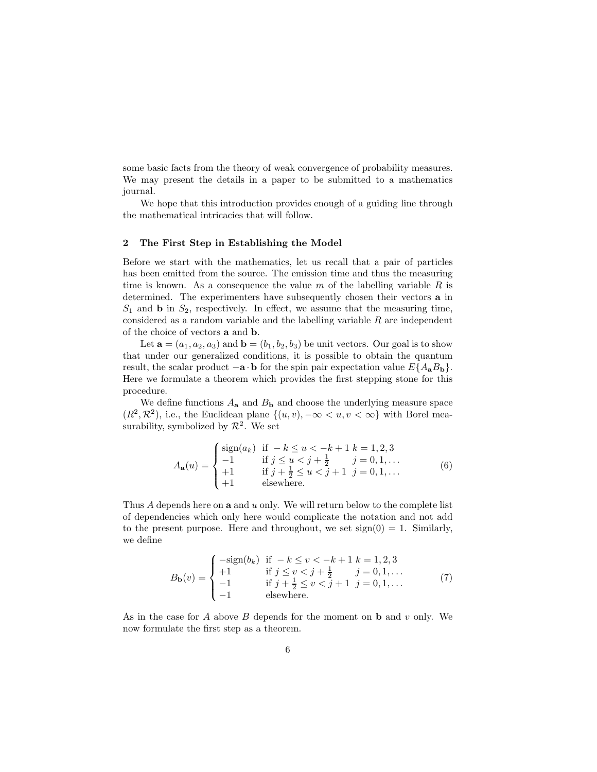some basic facts from the theory of weak convergence of probability measures. We may present the details in a paper to be submitted to a mathematics journal.

We hope that this introduction provides enough of a guiding line through the mathematical intricacies that will follow.

## 2 The First Step in Establishing the Model

Before we start with the mathematics, let us recall that a pair of particles has been emitted from the source. The emission time and thus the measuring time is known. As a consequence the value $m$ of the labelling variable $R$ is determined. The experimenters have subsequently chosen their vectors $\mathbf{a}$ in $S_1$ and $\mathbf{b}$ in $S_2$, respectively. In effect, we assume that the measuring time, considered as a random variable and the labelling variable $R$ are independent of the choice of vectors $\mathbf{a}$ and $\mathbf{b}$.

Let $\mathbf{a} = (a_1, a_2, a_3)$ and $\mathbf{b} = (b_1, b_2, b_3)$ be unit vectors. Our goal is to show that under our generalized conditions, it is possible to obtain the quantum result, the scalar product $-\mathbf{a} \cdot \mathbf{b}$ for the spin pair expectation value $E\{A_{\mathbf{a}} B_{\mathbf{b}}\}$. Here we formulate a theorem which provides the first stepping stone for this procedure.

We define functions $A_{\mathbf{a}}$ and $B_{\mathbf{b}}$ and choose the underlying measure space $(R^2, \mathcal{R}^2)$, i.e., the Euclidean plane $\{(u,v), -\infty < u, v < \infty\}$ with Borel measurability, symbolized by $\mathcal{R}^2$. We set

$$A_{\mathbf{a}}(u) = \begin{cases} \operatorname{sign}(a_k) & \text{if } -k \leq u < -k+1 \quad k = 1,2,3 \\ -1 & \text{if } j \leq u < j + \frac{1}{2} \quad\quad j = 0, 1, \ldots \\ +1 & \text{if } j + \frac{1}{2} \leq u < j+1 \quad j = 0, 1, \ldots \\ +1 & \text{elsewhere.} \end{cases} \tag{6}$$

Thus $A$ depends here on $\mathbf{a}$ and $u$ only. We will return below to the complete list of dependencies which only here would complicate the notation and not add to the present purpose. Here and throughout, we set $\operatorname{sign}(0) = 1$. Similarly, we define

$$B_{\mathbf{b}}(v) = \begin{cases} -\operatorname{sign}(b_k) & \text{if } -k \leq v < -k+1 \quad k = 1,2,3 \\ +1 & \text{if } j \leq v < j + \frac{1}{2} \quad\quad j = 0, 1, \ldots \\ -1 & \text{if } j + \frac{1}{2} \leq v < j+1 \quad j = 0, 1, \ldots \\ -1 & \text{elsewhere.} \end{cases} \tag{7}$$

As in the case for $A$ above $B$ depends for the moment on $\mathbf{b}$ and $v$ only. We now formulate the first step as a theorem.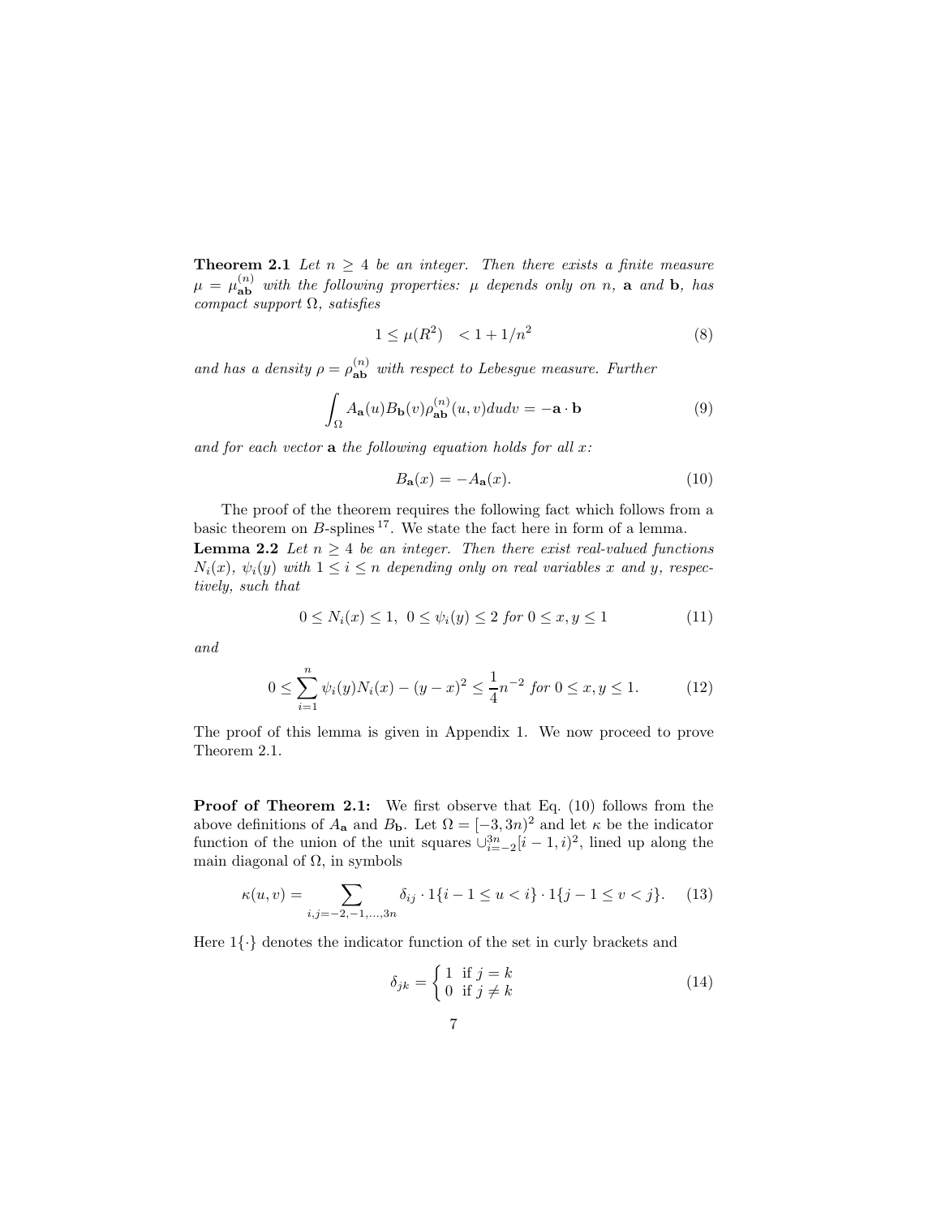**Theorem 2.1** *Let $n \geq 4$ be an integer. Then there exists a finite measure $\mu = \mu_{\mathbf{ab}}^{(n)}$ with the following properties: $\mu$ depends only on $n$, $\mathbf{a}$ and $\mathbf{b}$, has compact support $\Omega$, satisfies*

$$1 \leq \mu(R^2) \quad < 1 + 1/n^2 \tag{8}$$

*and has a density $\rho = \rho_{\mathbf{ab}}^{(n)}$ with respect to Lebesgue measure. Further*

$$\int_{\Omega} A_{\mathbf{a}}(u) B_{\mathbf{b}}(v) \rho_{\mathbf{ab}}^{(n)}(u,v) du dv = -\mathbf{a} \cdot \mathbf{b} \tag{9}$$

*and for each vector $\mathbf{a}$ the following equation holds for all $x$:*

$$B_{\mathbf{a}}(x) = -A_{\mathbf{a}}(x). \tag{10}$$

The proof of the theorem requires the following fact which follows from a basic theorem on $B$-splines [17]. We state the fact here in form of a lemma.

**Lemma 2.2** *Let $n \geq 4$ be an integer. Then there exist real-valued functions $N_i(x)$, $\psi_i(y)$ with $1 \leq i \leq n$ depending only on real variables $x$ and $y$, respectively, such that*

$$0 \leq N_i(x) \leq 1, \;\; 0 \leq \psi_i(y) \leq 2 \text{ for } 0 \leq x, y \leq 1 \tag{11}$$

*and*

$$0 \leq \sum_{i=1}^{n} \psi_i(y) N_i(x) - (y-x)^2 \leq \frac{1}{4} n^{-2} \text{ for } 0 \leq x, y \leq 1. \tag{12}$$

The proof of this lemma is given in Appendix 1. We now proceed to prove Theorem 2.1.

**Proof of Theorem 2.1:** We first observe that Eq. (10) follows from the above definitions of $A_{\mathbf{a}}$ and $B_{\mathbf{b}}$. Let $\Omega = [-3, 3n)^2$ and let $\kappa$ be the indicator function of the union of the unit squares $\cup_{i=-2}^{3n}[i-1, i)^2$, lined up along the main diagonal of $\Omega$, in symbols

$$\kappa(u,v) = \sum_{i,j=-2,-1,\ldots,3n} \delta_{ij} \cdot 1\{i-1 \leq u < i\} \cdot 1\{j-1 \leq v < j\}. \tag{13}$$

Here $1\{\cdot\}$ denotes the indicator function of the set in curly brackets and

$$\delta_{jk} = \begin{cases} 1 & \text{if } j = k \\ 0 & \text{if } j \neq k \end{cases} \tag{14}$$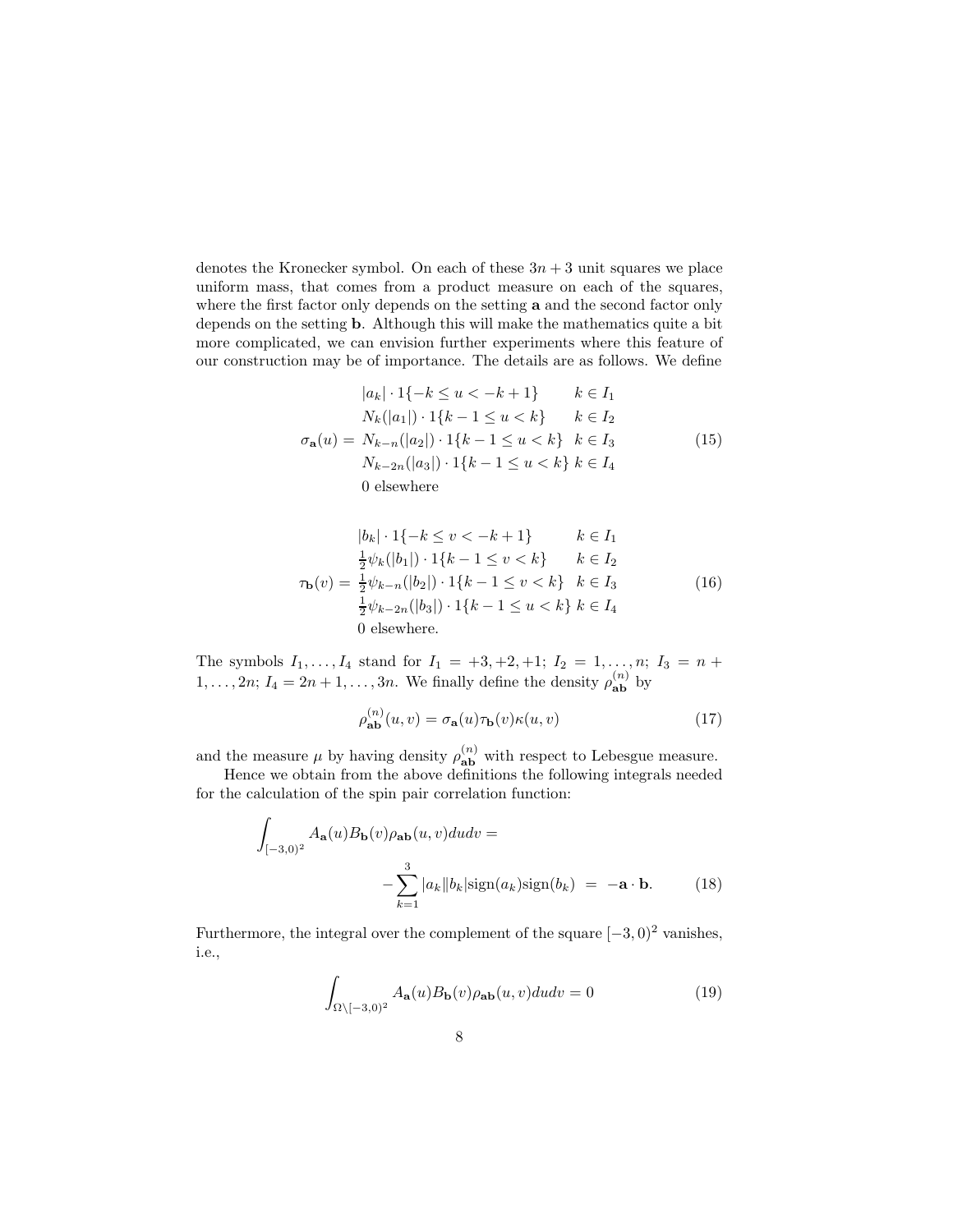denotes the Kronecker symbol. On each of these $3n+3$ unit squares we place uniform mass, that comes from a product measure on each of the squares, where the first factor only depends on the setting $\mathbf{a}$ and the second factor only depends on the setting $\mathbf{b}$. Although this will make the mathematics quite a bit more complicated, we can envision further experiments where this feature of our construction may be of importance. The details are as follows. We define

$$
\sigma_{\mathbf{a}}(u) = \begin{array}{ll}
|a_k| \cdot 1\{-k \leq u < -k+1\} & k \in I_1 \\
N_k(|a_1|) \cdot 1\{k-1 \leq u < k\} & k \in I_2 \\
N_{k-n}(|a_2|) \cdot 1\{k-1 \leq u < k\} & k \in I_3 \\
N_{k-2n}(|a_3|) \cdot 1\{k-1 \leq u < k\} & k \in I_4 \\
0 \text{ elsewhere} &
\end{array} \tag{15}
$$

$$
\tau_{\mathbf{b}}(v) = \begin{array}{ll}
|b_k| \cdot 1\{-k \leq v < -k+1\} & k \in I_1 \\
\frac{1}{2}\psi_k(|b_1|) \cdot 1\{k-1 \leq v < k\} & k \in I_2 \\
\frac{1}{2}\psi_{k-n}(|b_2|) \cdot 1\{k-1 \leq v < k\} & k \in I_3 \\
\frac{1}{2}\psi_{k-2n}(|b_3|) \cdot 1\{k-1 \leq u < k\} & k \in I_4 \\
0 \text{ elsewhere.} &
\end{array} \tag{16}
$$

The symbols $I_1, \ldots, I_4$ stand for $I_1 = +3, +2, +1$; $I_2 = 1, \ldots, n$; $I_3 = n+1, \ldots, 2n$; $I_4 = 2n+1, \ldots, 3n$. We finally define the density $\rho_{\mathbf{ab}}^{(n)}$ by

$$
\rho_{\mathbf{ab}}^{(n)}(u,v) = \sigma_{\mathbf{a}}(u)\tau_{\mathbf{b}}(v)\kappa(u,v) \tag{17}
$$

and the measure $\mu$ by having density $\rho_{\mathbf{ab}}^{(n)}$ with respect to Lebesgue measure.

Hence we obtain from the above definitions the following integrals needed for the calculation of the spin pair correlation function:

$$
\int_{[-3,0)^2} A_{\mathbf{a}}(u)B_{\mathbf{b}}(v)\rho_{\mathbf{ab}}(u,v)du dv = -\sum_{k=1}^{3} |a_k||b_k| \text{sign}(a_k)\text{sign}(b_k) \;=\; -\mathbf{a}\cdot\mathbf{b}. \tag{18}
$$

Furthermore, the integral over the complement of the square $[-3,0)^2$ vanishes, i.e.,

$$
\int_{\Omega \setminus [-3,0)^2} A_{\mathbf{a}}(u)B_{\mathbf{b}}(v)\rho_{\mathbf{ab}}(u,v)du dv = 0 \tag{19}
$$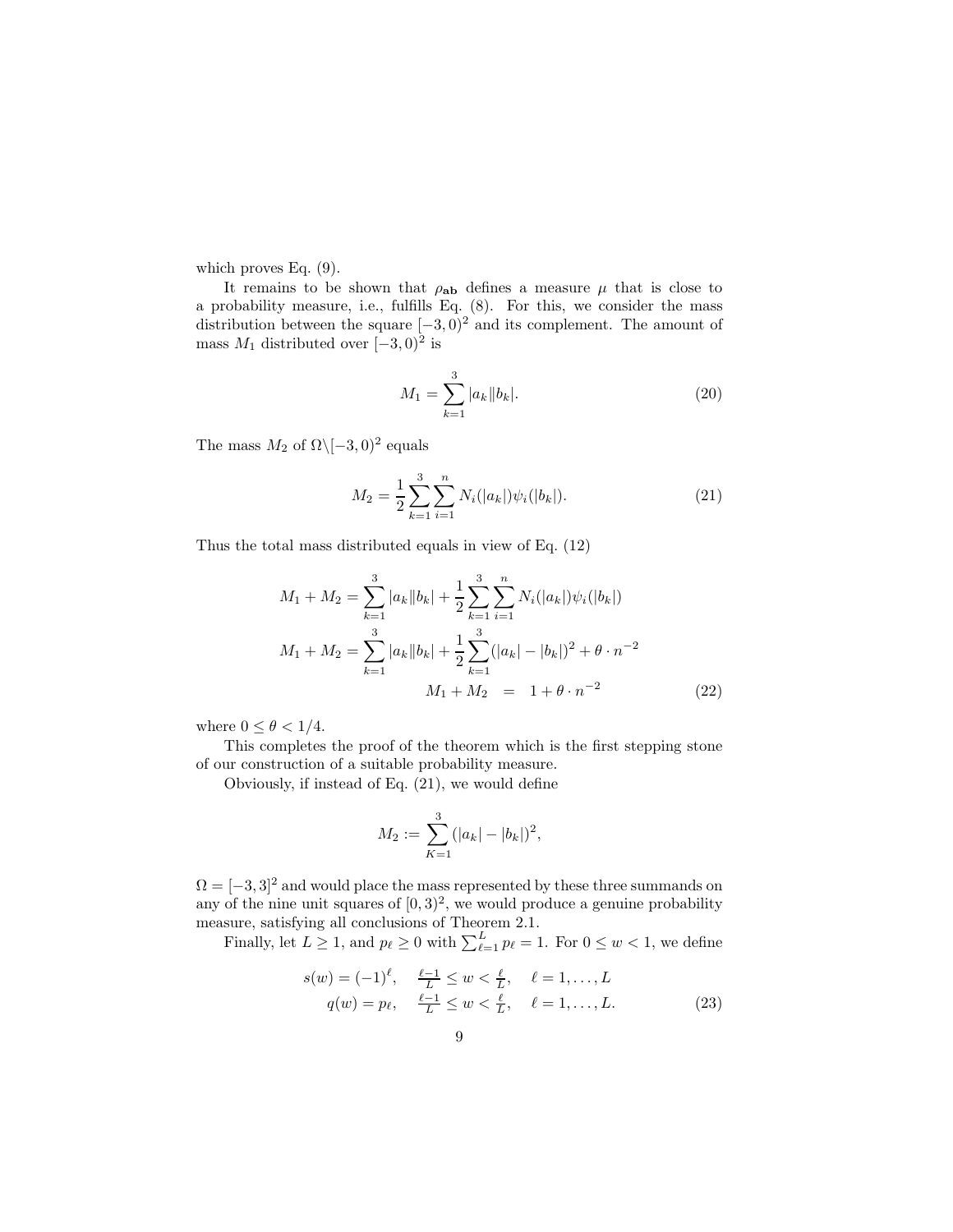which proves Eq. (9).

It remains to be shown that $\rho_{\mathbf{ab}}$ defines a measure $\mu$ that is close to a probability measure, i.e., fulfills Eq. (8). For this, we consider the mass distribution between the square $[-3,0)^2$ and its complement. The amount of mass $M_1$ distributed over $[-3,0)^2$ is

$$M_1 = \sum_{k=1}^{3} |a_k||b_k|. \tag{20}$$

The mass $M_2$ of $\Omega \backslash [-3,0)^2$ equals

$$M_2 = \frac{1}{2} \sum_{k=1}^{3} \sum_{i=1}^{n} N_i(|a_k|)\psi_i(|b_k|). \tag{21}$$

Thus the total mass distributed equals in view of Eq. (12)

$$\begin{aligned}
M_1 + M_2 &= \sum_{k=1}^{3} |a_k||b_k| + \frac{1}{2} \sum_{k=1}^{3} \sum_{i=1}^{n} N_i(|a_k|)\psi_i(|b_k|) \\
M_1 + M_2 &= \sum_{k=1}^{3} |a_k||b_k| + \frac{1}{2} \sum_{k=1}^{3} (|a_k| - |b_k|)^2 + \theta \cdot n^{-2} \\
M_1 + M_2 &= 1 + \theta \cdot n^{-2}
\end{aligned} \tag{22}$$

where $0 \leq \theta < 1/4$.

This completes the proof of the theorem which is the first stepping stone of our construction of a suitable probability measure.

Obviously, if instead of Eq. (21), we would define

$$M_2 := \sum_{K=1}^{3} (|a_k| - |b_k|)^2,$$

$\Omega = [-3,3]^2$ and would place the mass represented by these three summands on any of the nine unit squares of $[0,3)^2$, we would produce a genuine probability measure, satisfying all conclusions of Theorem 2.1.

Finally, let $L \geq 1$, and $p_\ell \geq 0$ with $\sum_{\ell=1}^{L} p_\ell = 1$. For $0 \leq w < 1$, we define

$$\begin{aligned}
s(w) &= (-1)^\ell, \quad \tfrac{\ell-1}{L} \leq w < \tfrac{\ell}{L}, \quad \ell = 1, \ldots, L \\
q(w) &= p_\ell, \quad \tfrac{\ell-1}{L} \leq w < \tfrac{\ell}{L}, \quad \ell = 1, \ldots, L.
\end{aligned} \tag{23}$$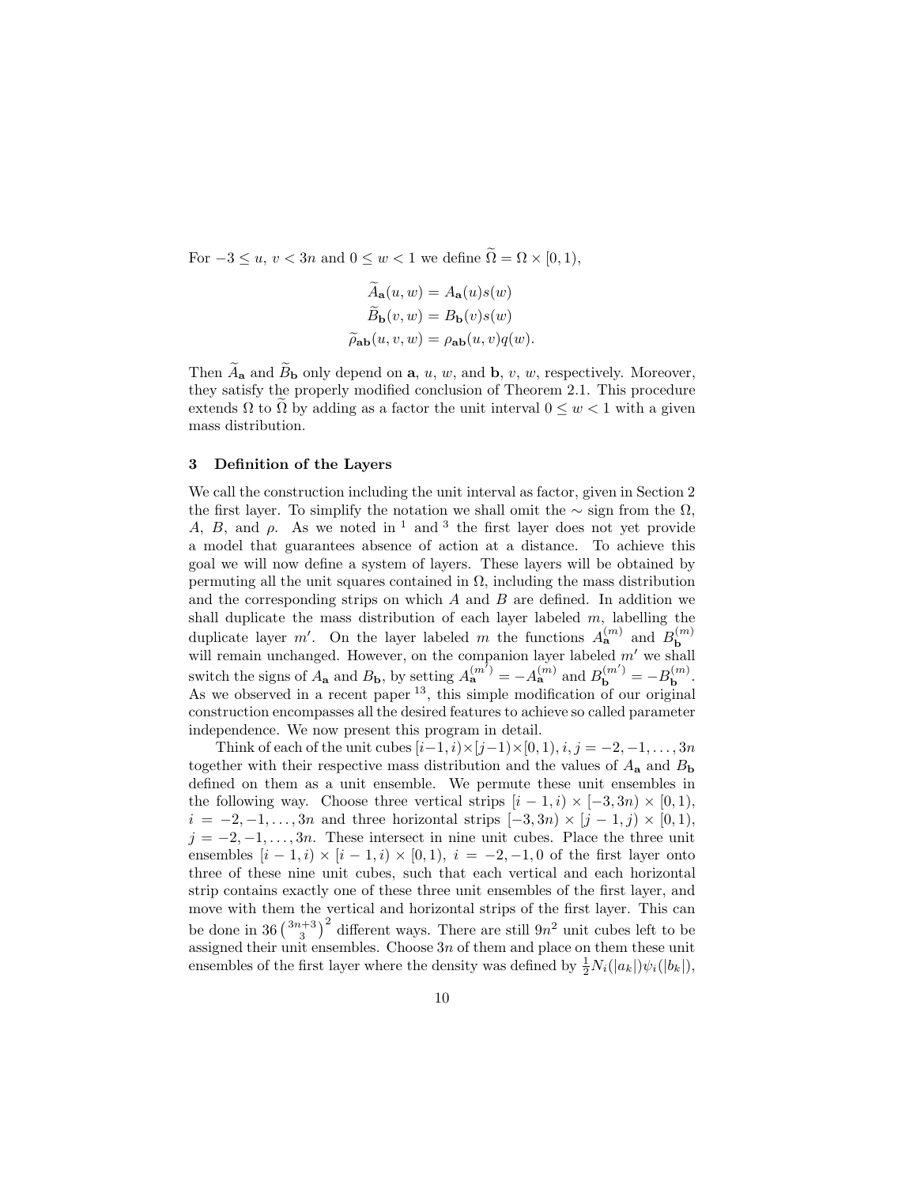For $-3 \leq u, v < 3n$ and $0 \leq w < 1$ we define $\widetilde{\Omega} = \Omega \times [0,1)$,

$$\widetilde{A}_{\mathbf{a}}(u,w) = A_{\mathbf{a}}(u)s(w)$$
$$\widetilde{B}_{\mathbf{b}}(v,w) = B_{\mathbf{b}}(v)s(w)$$
$$\widetilde{\rho}_{\mathbf{ab}}(u,v,w) = \rho_{\mathbf{ab}}(u,v)q(w).$$

Then $\widetilde{A}_{\mathbf{a}}$ and $\widetilde{B}_{\mathbf{b}}$ only depend on $\mathbf{a}$, $u$, $w$, and $\mathbf{b}$, $v$, $w$, respectively. Moreover, they satisfy the properly modified conclusion of Theorem 2.1. This procedure extends $\Omega$ to $\widetilde{\Omega}$ by adding as a factor the unit interval $0 \leq w < 1$ with a given mass distribution.

## 3 Definition of the Layers

We call the construction including the unit interval as factor, given in Section 2 the first layer. To simplify the notation we shall omit the $\sim$ sign from the $\Omega$, $A$, $B$, and $\rho$. As we noted in [1] and [3] the first layer does not yet provide a model that guarantees absence of action at a distance. To achieve this goal we will now define a system of layers. These layers will be obtained by permuting all the unit squares contained in $\Omega$, including the mass distribution and the corresponding strips on which $A$ and $B$ are defined. In addition we shall duplicate the mass distribution of each layer labeled $m$, labelling the duplicate layer $m'$. On the layer labeled $m$ the functions $A_{\mathbf{a}}^{(m)}$ and $B_{\mathbf{b}}^{(m)}$ will remain unchanged. However, on the companion layer labeled $m'$ we shall switch the signs of $A_{\mathbf{a}}$ and $B_{\mathbf{b}}$, by setting $A_{\mathbf{a}}^{(m')} = -A_{\mathbf{a}}^{(m)}$ and $B_{\mathbf{b}}^{(m')} = -B_{\mathbf{b}}^{(m)}$. As we observed in a recent paper [13], this simple modification of our original construction encompasses all the desired features to achieve so called parameter independence. We now present this program in detail.

Think of each of the unit cubes $[i-1,i) \times [j-1) \times [0,1)$, $i,j = -2,-1,\ldots,3n$ together with their respective mass distribution and the values of $A_{\mathbf{a}}$ and $B_{\mathbf{b}}$ defined on them as a unit ensemble. We permute these unit ensembles in the following way. Choose three vertical strips $[i-1,i) \times [-3,3n) \times [0,1)$, $i = -2,-1,\ldots,3n$ and three horizontal strips $[-3,3n) \times [j-1,j) \times [0,1)$, $j = -2,-1,\ldots,3n$. These intersect in nine unit cubes. Place the three unit ensembles $[i-1,i) \times [i-1,i) \times [0,1)$, $i = -2,-1,0$ of the first layer onto three of these nine unit cubes, such that each vertical and each horizontal strip contains exactly one of these three unit ensembles of the first layer, and move with them the vertical and horizontal strips of the first layer. This can be done in $36\binom{3n+3}{3}^2$ different ways. There are still $9n^2$ unit cubes left to be assigned their unit ensembles. Choose $3n$ of them and place on them these unit ensembles of the first layer where the density was defined by $\frac{1}{2}N_i(|a_k|)\psi_i(|b_k|)$,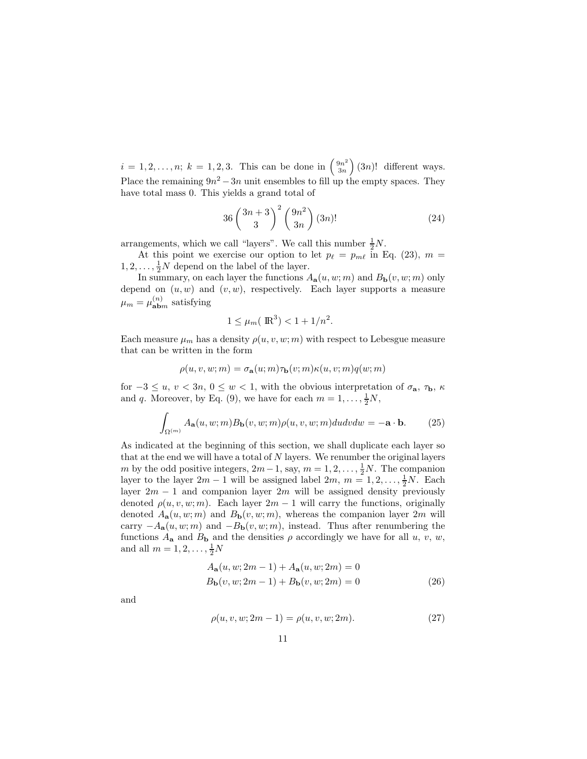$i = 1, 2, \ldots, n$; $k = 1, 2, 3$. This can be done in $\binom{9n^2}{3n}(3n)!$ different ways. Place the remaining $9n^2 - 3n$ unit ensembles to fill up the empty spaces. They have total mass 0. This yields a grand total of

$$36 \binom{3n+3}{3}^2 \binom{9n^2}{3n} (3n)! \tag{24}$$

arrangements, which we call "layers". We call this number $\frac{1}{2}N$.

At this point we exercise our option to let $p_\ell = p_{m\ell}$ in Eq. (23), $m = 1, 2, \ldots, \frac{1}{2}N$ depend on the label of the layer.

In summary, on each layer the functions $A_{\mathbf{a}}(u, w; m)$ and $B_{\mathbf{b}}(v, w; m)$ only depend on $(u, w)$ and $(v, w)$, respectively. Each layer supports a measure $\mu_m = \mu^{(n)}_{\mathbf{ab}m}$ satisfying

$$1 \leq \mu_m(\mathbb{R}^3) < 1 + 1/n^2.$$

Each measure $\mu_m$ has a density $\rho(u, v, w; m)$ with respect to Lebesgue measure that can be written in the form

$$\rho(u, v, w; m) = \sigma_{\mathbf{a}}(u; m)\tau_{\mathbf{b}}(v; m)\kappa(u, v; m)q(w; m)$$

for $-3 \leq u$, $v < 3n$, $0 \leq w < 1$, with the obvious interpretation of $\sigma_{\mathbf{a}}$, $\tau_{\mathbf{b}}$, $\kappa$ and $q$. Moreover, by Eq. (9), we have for each $m = 1, \ldots, \frac{1}{2}N$,

$$\int_{\Omega^{(m)}} A_{\mathbf{a}}(u, w; m) B_{\mathbf{b}}(v, w; m) \rho(u, v, w; m) du dv dw = -\mathbf{a} \cdot \mathbf{b}. \tag{25}$$

As indicated at the beginning of this section, we shall duplicate each layer so that at the end we will have a total of $N$ layers. We renumber the original layers $m$ by the odd positive integers, $2m - 1$, say, $m = 1, 2, \ldots, \frac{1}{2}N$. The companion layer to the layer $2m - 1$ will be assigned label $2m$, $m = 1, 2, \ldots, \frac{1}{2}N$. Each layer $2m - 1$ and companion layer $2m$ will be assigned density previously denoted $\rho(u, v, w; m)$. Each layer $2m - 1$ will carry the functions, originally denoted $A_{\mathbf{a}}(u, w; m)$ and $B_{\mathbf{b}}(v, w; m)$, whereas the companion layer $2m$ will carry $-A_{\mathbf{a}}(u, w; m)$ and $-B_{\mathbf{b}}(v, w; m)$, instead. Thus after renumbering the functions $A_{\mathbf{a}}$ and $B_{\mathbf{b}}$ and the densities $\rho$ accordingly we have for all $u$, $v$, $w$, and all $m = 1, 2, \ldots, \frac{1}{2}N$

$$\begin{aligned} A_{\mathbf{a}}(u, w; 2m - 1) + A_{\mathbf{a}}(u, w; 2m) &= 0 \\ B_{\mathbf{b}}(v, w; 2m - 1) + B_{\mathbf{b}}(v, w; 2m) &= 0 \end{aligned} \tag{26}$$

and

$$\rho(u, v, w; 2m - 1) = \rho(u, v, w; 2m). \tag{27}$$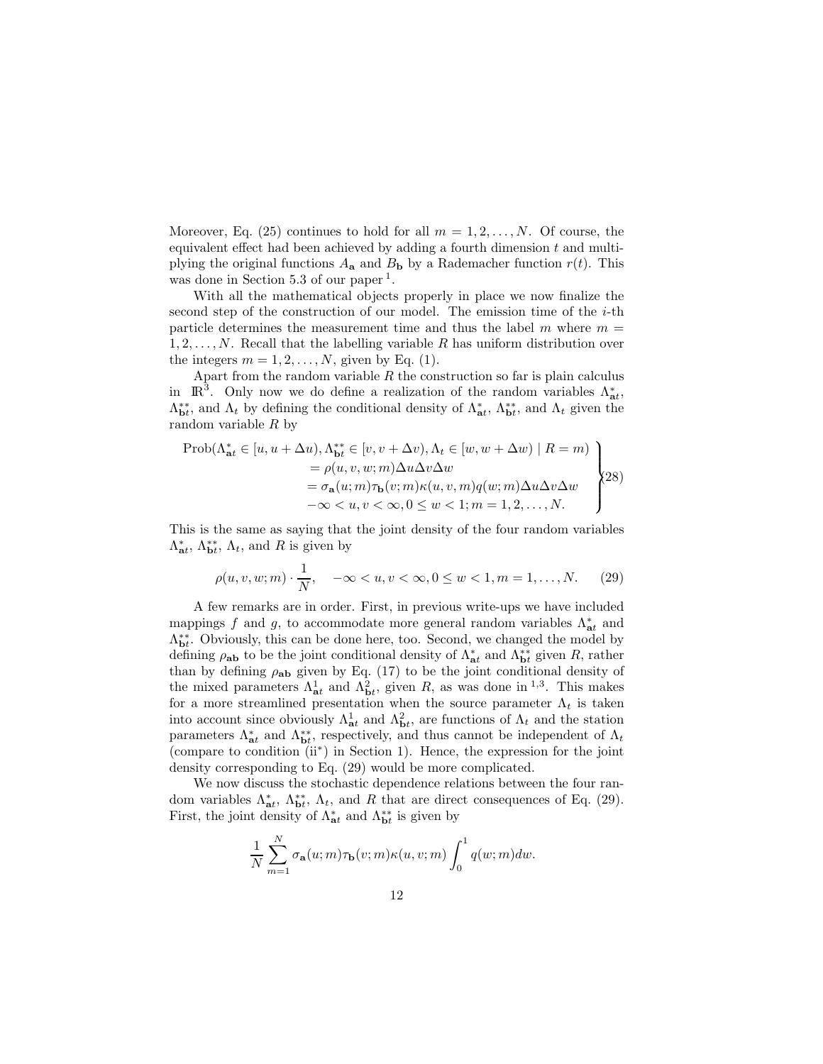Moreover, Eq. (25) continues to hold for all $m = 1, 2, \ldots, N$. Of course, the equivalent effect had been achieved by adding a fourth dimension $t$ and multiplying the original functions $A_{\mathbf{a}}$ and $B_{\mathbf{b}}$ by a Rademacher function $r(t)$. This was done in Section 5.3 of our paper [1].

With all the mathematical objects properly in place we now finalize the second step of the construction of our model. The emission time of the $i$-th particle determines the measurement time and thus the label $m$ where $m = 1, 2, \ldots, N$. Recall that the labelling variable $R$ has uniform distribution over the integers $m = 1, 2, \ldots, N$, given by Eq. (1).

Apart from the random variable $R$ the construction so far is plain calculus in $\mathbb{R}^3$. Only now we do define a realization of the random variables $\Lambda^*_{\mathbf{a}t}$, $\Lambda^{**}_{\mathbf{b}t}$, and $\Lambda_t$ by defining the conditional density of $\Lambda^*_{\mathbf{a}t}$, $\Lambda^{**}_{\mathbf{b}t}$, and $\Lambda_t$ given the random variable $R$ by

$$
\left.
\begin{aligned}
\text{Prob}(\Lambda^*_{\mathbf{a}t} \in [u, u+\Delta u), \Lambda^{**}_{\mathbf{b}t} &\in [v, v+\Delta v), \Lambda_t \in [w, w+\Delta w) \mid R = m) \\
&= \rho(u, v, w; m)\Delta u \Delta v \Delta w \\
&= \sigma_{\mathbf{a}}(u; m)\tau_{\mathbf{b}}(v; m)\kappa(u, v, m)q(w; m)\Delta u \Delta v \Delta w \\
&-\infty < u, v < \infty, 0 \le w < 1; m = 1, 2, \ldots, N.
\end{aligned}
\right\} \tag{28}
$$

This is the same as saying that the joint density of the four random variables $\Lambda^*_{\mathbf{a}t}$, $\Lambda^{**}_{\mathbf{b}t}$, $\Lambda_t$, and $R$ is given by

$$
\rho(u, v, w; m) \cdot \frac{1}{N}, \quad -\infty < u, v < \infty, 0 \le w < 1, m = 1, \ldots, N. \tag{29}
$$

A few remarks are in order. First, in previous write-ups we have included mappings $f$ and $g$, to accommodate more general random variables $\Lambda^*_{\mathbf{a}t}$ and $\Lambda^{**}_{\mathbf{b}t}$. Obviously, this can be done here, too. Second, we changed the model by defining $\rho_{\mathbf{ab}}$ to be the joint conditional density of $\Lambda^*_{\mathbf{a}t}$ and $\Lambda^{**}_{\mathbf{b}t}$ given $R$, rather than by defining $\rho_{\mathbf{ab}}$ given by Eq. (17) to be the joint conditional density of the mixed parameters $\Lambda^1_{\mathbf{a}t}$ and $\Lambda^2_{\mathbf{b}t}$, given $R$, as was done in [1,3]. This makes for a more streamlined presentation when the source parameter $\Lambda_t$ is taken into account since obviously $\Lambda^1_{\mathbf{a}t}$ and $\Lambda^2_{\mathbf{b}t}$, are functions of $\Lambda_t$ and the station parameters $\Lambda^*_{\mathbf{a}t}$ and $\Lambda^{**}_{\mathbf{b}t}$, respectively, and thus cannot be independent of $\Lambda_t$ (compare to condition (ii$^*$) in Section 1). Hence, the expression for the joint density corresponding to Eq. (29) would be more complicated.

We now discuss the stochastic dependence relations between the four random variables $\Lambda^*_{\mathbf{a}t}$, $\Lambda^{**}_{\mathbf{b}t}$, $\Lambda_t$, and $R$ that are direct consequences of Eq. (29). First, the joint density of $\Lambda^*_{\mathbf{a}t}$ and $\Lambda^{**}_{\mathbf{b}t}$ is given by

$$
\frac{1}{N}\sum_{m=1}^{N} \sigma_{\mathbf{a}}(u; m)\tau_{\mathbf{b}}(v; m)\kappa(u, v; m)\int_0^1 q(w; m)dw.
$$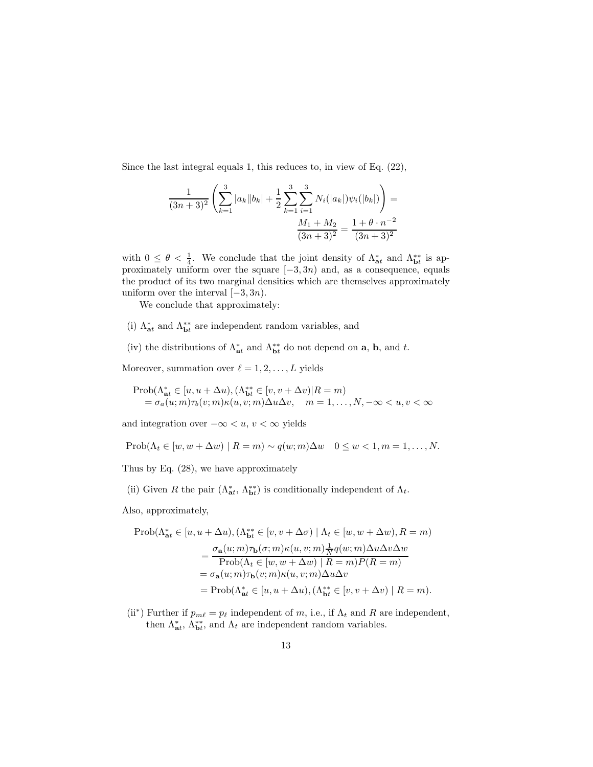Since the last integral equals 1, this reduces to, in view of Eq. (22),

$$\frac{1}{(3n+3)^2}\left(\sum_{k=1}^{3}|a_k||b_k| + \frac{1}{2}\sum_{k=1}^{3}\sum_{i=1}^{3}N_i(|a_k|)\psi_i(|b_k|)\right) = \frac{M_1+M_2}{(3n+3)^2} = \frac{1+\theta\cdot n^{-2}}{(3n+3)^2}$$

with $0 \le \theta < \frac{1}{4}$. We conclude that the joint density of $\Lambda^*_{\mathbf{a}t}$ and $\Lambda^{**}_{\mathbf{b}t}$ is approximately uniform over the square $[-3, 3n)$ and, as a consequence, equals the product of its two marginal densities which are themselves approximately uniform over the interval $[-3, 3n)$.

We conclude that approximately:

(i) $\Lambda^*_{\mathbf{a}t}$ and $\Lambda^{**}_{\mathbf{b}t}$ are independent random variables, and

(iv) the distributions of $\Lambda^*_{\mathbf{a}t}$ and $\Lambda^{**}_{\mathbf{b}t}$ do not depend on $\mathbf{a}$, $\mathbf{b}$, and $t$.

Moreover, summation over $\ell = 1, 2, \ldots, L$ yields

$$\begin{aligned}&\text{Prob}(\Lambda^*_{\mathbf{a}t} \in [u, u+\Delta u), (\Lambda^{**}_{\mathbf{b}t} \in [v, v+\Delta v)|R=m)\\ &\quad = \sigma_a(u;m)\tau_b(v;m)\kappa(u,v;m)\Delta u\Delta v, \quad m=1,\ldots,N, -\infty < u, v < \infty\end{aligned}$$

and integration over $-\infty < u,\, v < \infty$ yields

$$\text{Prob}(\Lambda_t \in [w, w+\Delta w) \mid R=m) \sim q(w;m)\Delta w \quad 0 \le w < 1, m=1,\ldots,N.$$

Thus by Eq. (28), we have approximately

(ii) Given $R$ the pair $(\Lambda^*_{\mathbf{a}t},\, \Lambda^{**}_{\mathbf{b}t})$ is conditionally independent of $\Lambda_t$.

Also, approximately,

$$\begin{aligned}&\text{Prob}(\Lambda^*_{\mathbf{a}t} \in [u, u+\Delta u), (\Lambda^{**}_{\mathbf{b}t} \in [v, v+\Delta\sigma) \mid \Lambda_t \in [w, w+\Delta w), R=m)\\ &\quad = \frac{\sigma_{\mathbf{a}}(u;m)\tau_{\mathbf{b}}(\sigma;m)\kappa(u,v;m)\frac{1}{N}q(w;m)\Delta u\Delta v\Delta w}{\text{Prob}(\Lambda_t \in [w, w+\Delta w) \mid R=m)P(R=m)}\\ &\quad = \sigma_{\mathbf{a}}(u;m)\tau_{\mathbf{b}}(v;m)\kappa(u,v;m)\Delta u\Delta v\\ &\quad = \text{Prob}(\Lambda^*_{\mathbf{a}t} \in [u, u+\Delta u), (\Lambda^{**}_{\mathbf{b}t} \in [v, v+\Delta v) \mid R=m).\end{aligned}$$

(ii*) Further if $p_{m\ell} = p_\ell$ independent of $m$, i.e., if $\Lambda_t$ and $R$ are independent, then $\Lambda^*_{\mathbf{a}t}$, $\Lambda^{**}_{\mathbf{b}t}$, and $\Lambda_t$ are independent random variables.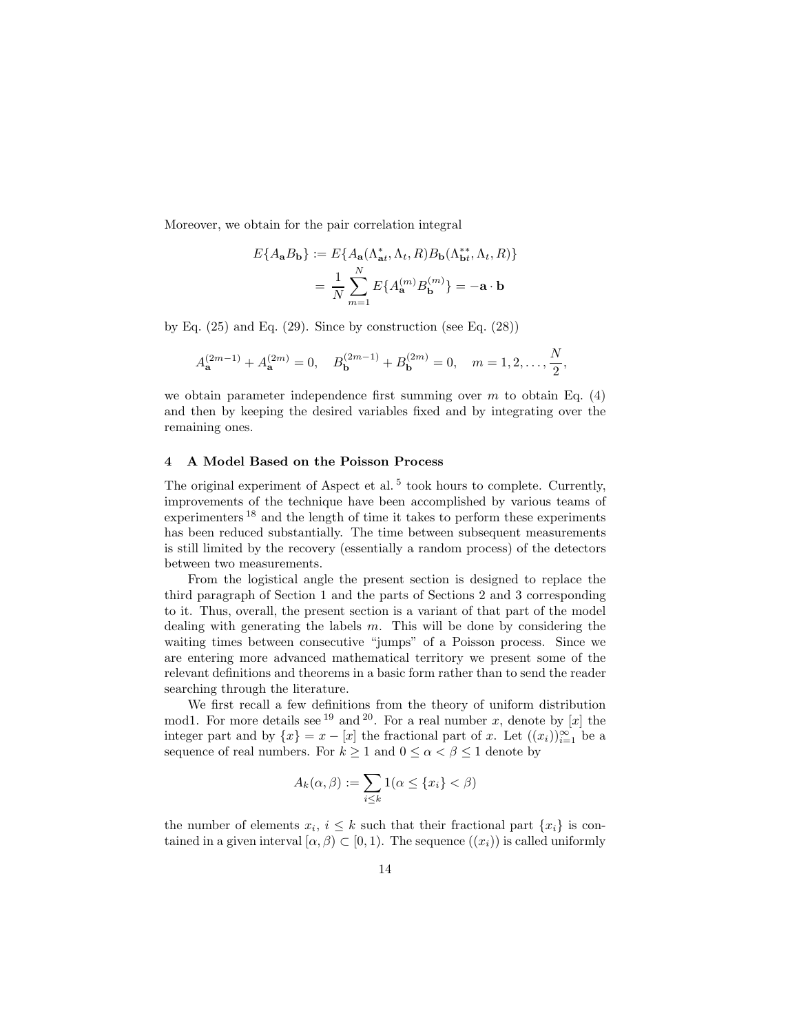Moreover, we obtain for the pair correlation integral

$$
\begin{aligned}
E\{A_{\mathbf{a}}B_{\mathbf{b}}\} &:= E\{A_{\mathbf{a}}(\Lambda^*_{\mathbf{a}t}, \Lambda_t, R)B_{\mathbf{b}}(\Lambda^{**}_{\mathbf{b}t}, \Lambda_t, R)\} \\
&= \frac{1}{N}\sum_{m=1}^{N} E\{A^{(m)}_{\mathbf{a}}B^{(m)}_{\mathbf{b}}\} = -\mathbf{a}\cdot\mathbf{b}
\end{aligned}
$$

by Eq. (25) and Eq. (29). Since by construction (see Eq. (28))

$$
A^{(2m-1)}_{\mathbf{a}} + A^{(2m)}_{\mathbf{a}} = 0, \quad B^{(2m-1)}_{\mathbf{b}} + B^{(2m)}_{\mathbf{b}} = 0, \quad m = 1, 2, \ldots, \frac{N}{2},
$$

we obtain parameter independence first summing over $m$ to obtain Eq. (4) and then by keeping the desired variables fixed and by integrating over the remaining ones.

## 4 A Model Based on the Poisson Process

The original experiment of Aspect et al. [5] took hours to complete. Currently, improvements of the technique have been accomplished by various teams of experimenters [18] and the length of time it takes to perform these experiments has been reduced substantially. The time between subsequent measurements is still limited by the recovery (essentially a random process) of the detectors between two measurements.

From the logistical angle the present section is designed to replace the third paragraph of Section 1 and the parts of Sections 2 and 3 corresponding to it. Thus, overall, the present section is a variant of that part of the model dealing with generating the labels $m$. This will be done by considering the waiting times between consecutive "jumps" of a Poisson process. Since we are entering more advanced mathematical territory we present some of the relevant definitions and theorems in a basic form rather than to send the reader searching through the literature.

We first recall a few definitions from the theory of uniform distribution mod1. For more details see [19] and [20]. For a real number $x$, denote by $[x]$ the integer part and by $\{x\} = x - [x]$ the fractional part of $x$. Let $((x_i))_{i=1}^{\infty}$ be a sequence of real numbers. For $k \geq 1$ and $0 \leq \alpha < \beta \leq 1$ denote by

$$
A_k(\alpha, \beta) := \sum_{i \leq k} 1(\alpha \leq \{x_i\} < \beta)
$$

the number of elements $x_i$, $i \leq k$ such that their fractional part $\{x_i\}$ is contained in a given interval $[\alpha, \beta) \subset [0, 1)$. The sequence $((x_i))$ is called uniformly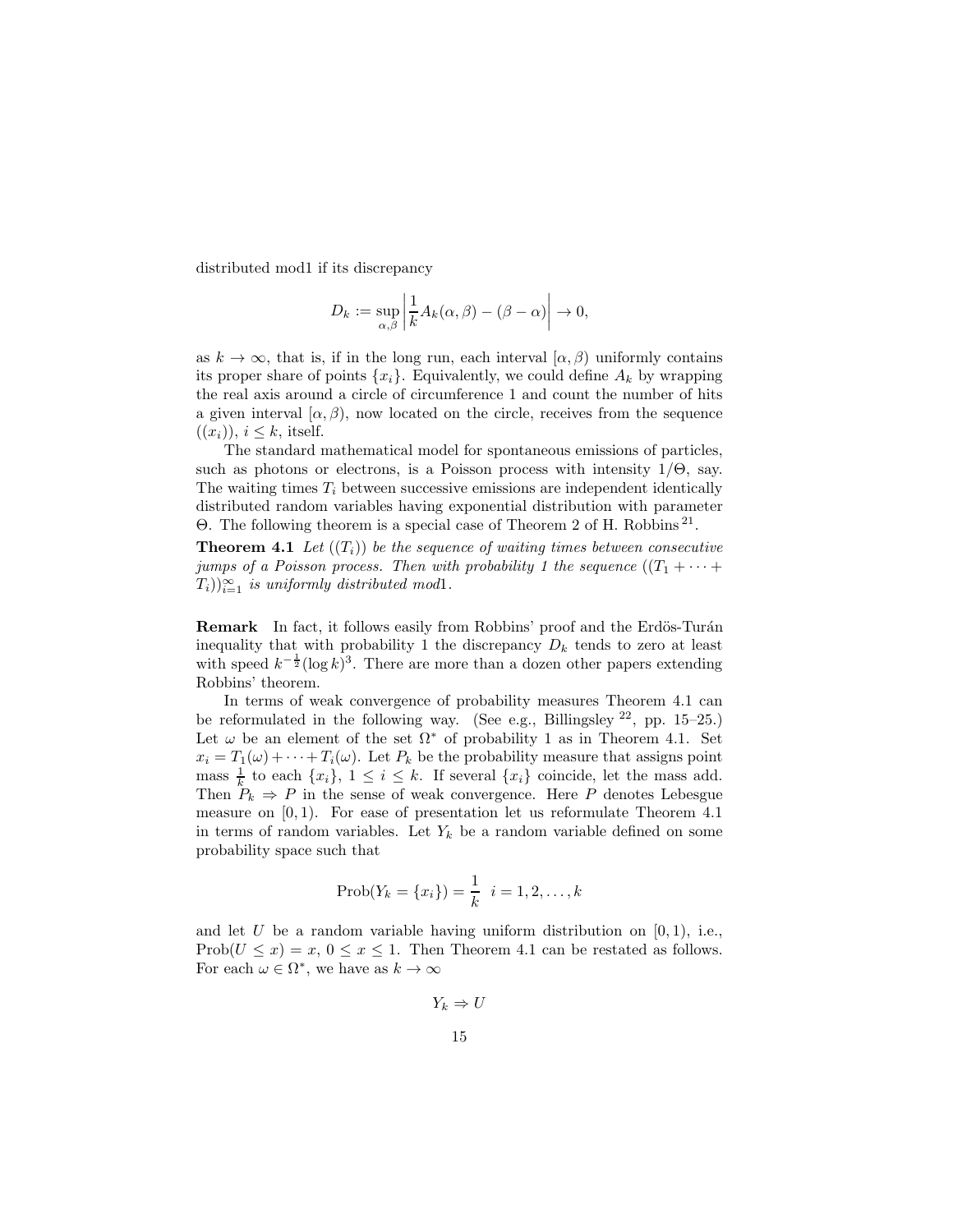distributed mod1 if its discrepancy

$$D_k := \sup_{\alpha,\beta} \left| \frac{1}{k} A_k(\alpha, \beta) - (\beta - \alpha) \right| \to 0,$$

as $k \to \infty$, that is, if in the long run, each interval $[\alpha, \beta)$ uniformly contains its proper share of points $\{x_i\}$. Equivalently, we could define $A_k$ by wrapping the real axis around a circle of circumference 1 and count the number of hits a given interval $[\alpha, \beta)$, now located on the circle, receives from the sequence $((x_i))$, $i \leq k$, itself.

The standard mathematical model for spontaneous emissions of particles, such as photons or electrons, is a Poisson process with intensity $1/\Theta$, say. The waiting times $T_i$ between successive emissions are independent identically distributed random variables having exponential distribution with parameter $\Theta$. The following theorem is a special case of Theorem 2 of H. Robbins [21].

**Theorem 4.1** *Let $((T_i))$ be the sequence of waiting times between consecutive jumps of a Poisson process. Then with probability 1 the sequence $((T_1 + \cdots + T_i))_{i=1}^{\infty}$ is uniformly distributed mod1.*

**Remark** In fact, it follows easily from Robbins' proof and the Erdös-Turán inequality that with probability 1 the discrepancy $D_k$ tends to zero at least with speed $k^{-\frac{1}{2}}(\log k)^3$. There are more than a dozen other papers extending Robbins' theorem.

In terms of weak convergence of probability measures Theorem 4.1 can be reformulated in the following way. (See e.g., Billingsley [22], pp. 15–25.) Let $\omega$ be an element of the set $\Omega^*$ of probability 1 as in Theorem 4.1. Set $x_i = T_1(\omega) + \cdots + T_i(\omega)$. Let $P_k$ be the probability measure that assigns point mass $\frac{1}{k}$ to each $\{x_i\}$, $1 \leq i \leq k$. If several $\{x_i\}$ coincide, let the mass add. Then $P_k \Rightarrow P$ in the sense of weak convergence. Here $P$ denotes Lebesgue measure on $[0, 1)$. For ease of presentation let us reformulate Theorem 4.1 in terms of random variables. Let $Y_k$ be a random variable defined on some probability space such that

$$\text{Prob}(Y_k = \{x_i\}) = \frac{1}{k} \quad i = 1, 2, \ldots, k$$

and let $U$ be a random variable having uniform distribution on $[0, 1)$, i.e., $\text{Prob}(U \leq x) = x$, $0 \leq x \leq 1$. Then Theorem 4.1 can be restated as follows. For each $\omega \in \Omega^*$, we have as $k \to \infty$

$$Y_k \Rightarrow U$$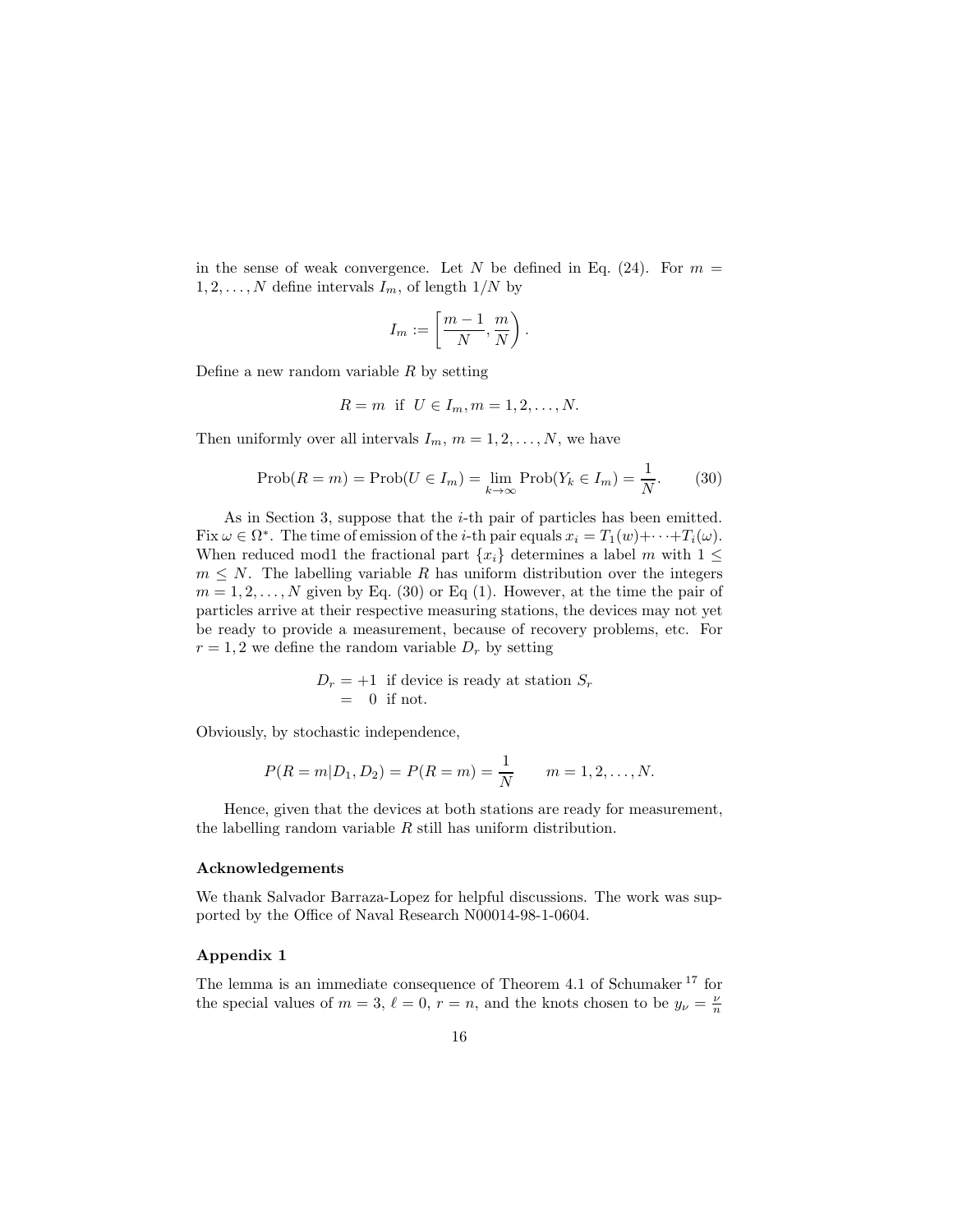in the sense of weak convergence. Let $N$ be defined in Eq. (24). For $m = 1, 2, \ldots, N$ define intervals $I_m$, of length $1/N$ by

$$I_m := \left[\frac{m-1}{N}, \frac{m}{N}\right).$$

Define a new random variable $R$ by setting

$$R = m \text{ if } U \in I_m, m = 1, 2, \ldots, N.$$

Then uniformly over all intervals $I_m$, $m = 1, 2, \ldots, N$, we have

$$\text{Prob}(R = m) = \text{Prob}(U \in I_m) = \lim_{k \to \infty} \text{Prob}(Y_k \in I_m) = \frac{1}{N}. \tag{30}$$

As in Section 3, suppose that the $i$-th pair of particles has been emitted. Fix $\omega \in \Omega^*$. The time of emission of the $i$-th pair equals $x_i = T_1(w) + \cdots + T_i(\omega)$. When reduced mod1 the fractional part $\{x_i\}$ determines a label $m$ with $1 \leq m \leq N$. The labelling variable $R$ has uniform distribution over the integers $m = 1, 2, \ldots, N$ given by Eq. (30) or Eq (1). However, at the time the pair of particles arrive at their respective measuring stations, the devices may not yet be ready to provide a measurement, because of recovery problems, etc. For $r = 1, 2$ we define the random variable $D_r$ by setting

$$\begin{aligned} D_r &= +1 \text{ if device is ready at station } S_r \\ &= \;\; 0 \text{ if not.} \end{aligned}$$

Obviously, by stochastic independence,

$$P(R = m | D_1, D_2) = P(R = m) = \frac{1}{N} \qquad m = 1, 2, \ldots, N.$$

Hence, given that the devices at both stations are ready for measurement, the labelling random variable $R$ still has uniform distribution.

### Acknowledgements

We thank Salvador Barraza-Lopez for helpful discussions. The work was supported by the Office of Naval Research N00014-98-1-0604.

### Appendix 1

The lemma is an immediate consequence of Theorem 4.1 of Schumaker [17] for the special values of $m = 3$, $\ell = 0$, $r = n$, and the knots chosen to be $y_\nu = \frac{\nu}{n}$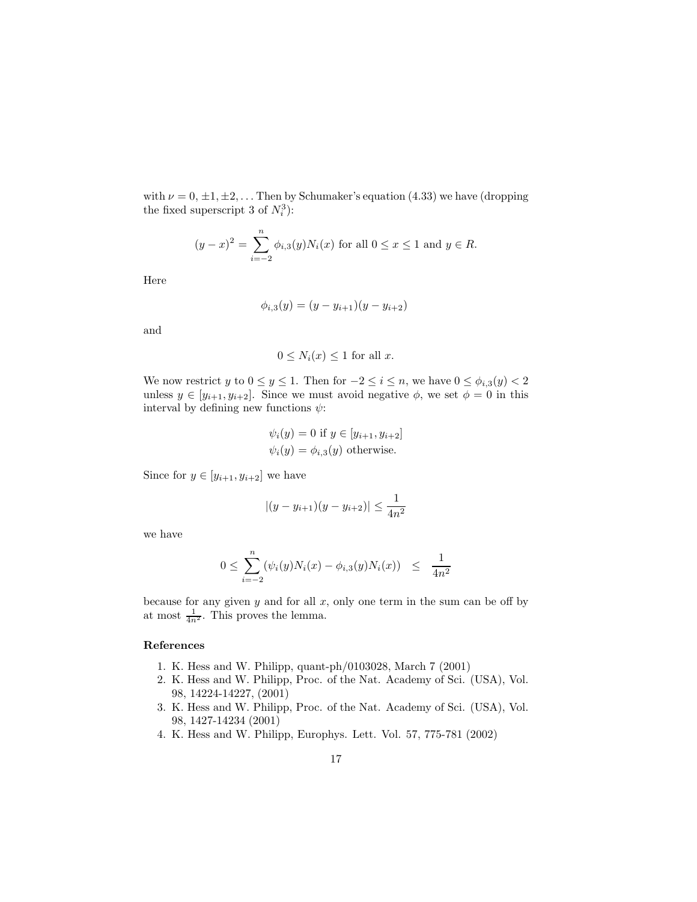with $\nu = 0, \pm 1, \pm 2, \ldots$ Then by Schumaker's equation (4.33) we have (dropping the fixed superscript 3 of $N_i^3$):

$$(y-x)^2 = \sum_{i=-2}^{n} \phi_{i,3}(y) N_i(x) \text{ for all } 0 \leq x \leq 1 \text{ and } y \in R.$$

Here

$$\phi_{i,3}(y) = (y - y_{i+1})(y - y_{i+2})$$

and

$$0 \leq N_i(x) \leq 1 \text{ for all } x.$$

We now restrict $y$ to $0 \leq y \leq 1$. Then for $-2 \leq i \leq n$, we have $0 \leq \phi_{i,3}(y) < 2$ unless $y \in [y_{i+1}, y_{i+2}]$. Since we must avoid negative $\phi$, we set $\phi = 0$ in this interval by defining new functions $\psi$:

$$\psi_i(y) = 0 \text{ if } y \in [y_{i+1}, y_{i+2}]$$
$$\psi_i(y) = \phi_{i,3}(y) \text{ otherwise.}$$

Since for $y \in [y_{i+1}, y_{i+2}]$ we have

$$|(y - y_{i+1})(y - y_{i+2})| \leq \frac{1}{4n^2}$$

we have

$$0 \leq \sum_{i=-2}^{n} (\psi_i(y) N_i(x) - \phi_{i,3}(y) N_i(x)) \quad \leq \quad \frac{1}{4n^2}$$

because for any given $y$ and for all $x$, only one term in the sum can be off by at most $\frac{1}{4n^2}$. This proves the lemma.

## References

1. K. Hess and W. Philipp, quant-ph/0103028, March 7 (2001)
2. K. Hess and W. Philipp, Proc. of the Nat. Academy of Sci. (USA), Vol. 98, 14224-14227, (2001)
3. K. Hess and W. Philipp, Proc. of the Nat. Academy of Sci. (USA), Vol. 98, 1427-14234 (2001)
4. K. Hess and W. Philipp, Europhys. Lett. Vol. 57, 775-781 (2002)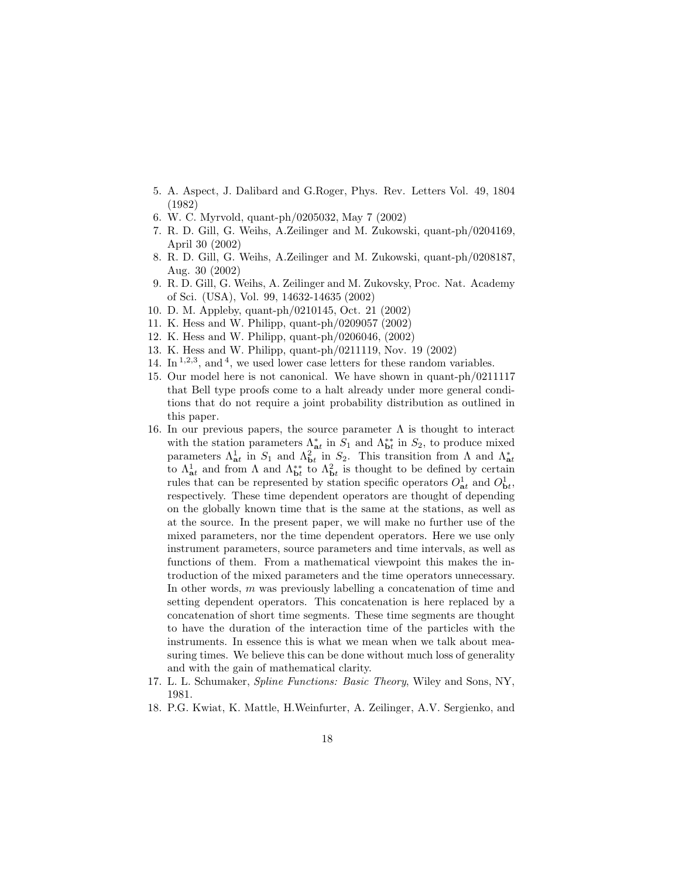5. A. Aspect, J. Dalibard and G.Roger, Phys. Rev. Letters Vol. 49, 1804 (1982)
6. W. C. Myrvold, quant-ph/0205032, May 7 (2002)
7. R. D. Gill, G. Weihs, A.Zeilinger and M. Zukowski, quant-ph/0204169, April 30 (2002)
8. R. D. Gill, G. Weihs, A.Zeilinger and M. Zukowski, quant-ph/0208187, Aug. 30 (2002)
9. R. D. Gill, G. Weihs, A. Zeilinger and M. Zukovsky, Proc. Nat. Academy of Sci. (USA), Vol. 99, 14632-14635 (2002)
10. D. M. Appleby, quant-ph/0210145, Oct. 21 (2002)
11. K. Hess and W. Philipp, quant-ph/0209057 (2002)
12. K. Hess and W. Philipp, quant-ph/0206046, (2002)
13. K. Hess and W. Philipp, quant-ph/0211119, Nov. 19 (2002)
14. In [1,2,3], and [4], we used lower case letters for these random variables.
15. Our model here is not canonical. We have shown in quant-ph/0211117 that Bell type proofs come to a halt already under more general conditions that do not require a joint probability distribution as outlined in this paper.
16. In our previous papers, the source parameter $\Lambda$ is thought to interact with the station parameters $\Lambda^*_{\mathbf{a}t}$ in $S_1$ and $\Lambda^{**}_{\mathbf{b}t}$ in $S_2$, to produce mixed parameters $\Lambda^1_{\mathbf{a}t}$ in $S_1$ and $\Lambda^2_{\mathbf{b}t}$ in $S_2$. This transition from $\Lambda$ and $\Lambda^*_{\mathbf{a}t}$ to $\Lambda^1_{\mathbf{a}t}$ and from $\Lambda$ and $\Lambda^{**}_{\mathbf{b}t}$ to $\Lambda^2_{\mathbf{b}t}$ is thought to be defined by certain rules that can be represented by station specific operators $O^1_{\mathbf{a}t}$ and $O^1_{\mathbf{b}t}$, respectively. These time dependent operators are thought of depending on the globally known time that is the same at the stations, as well as at the source. In the present paper, we will make no further use of the mixed parameters, nor the time dependent operators. Here we use only instrument parameters, source parameters and time intervals, as well as functions of them. From a mathematical viewpoint this makes the introduction of the mixed parameters and the time operators unnecessary. In other words, $m$ was previously labelling a concatenation of time and setting dependent operators. This concatenation is here replaced by a concatenation of short time segments. These time segments are thought to have the duration of the interaction time of the particles with the instruments. In essence this is what we mean when we talk about measuring times. We believe this can be done without much loss of generality and with the gain of mathematical clarity.
17. L. L. Schumaker, *Spline Functions: Basic Theory*, Wiley and Sons, NY, 1981.
18. P.G. Kwiat, K. Mattle, H.Weinfurter, A. Zeilinger, A.V. Sergienko, and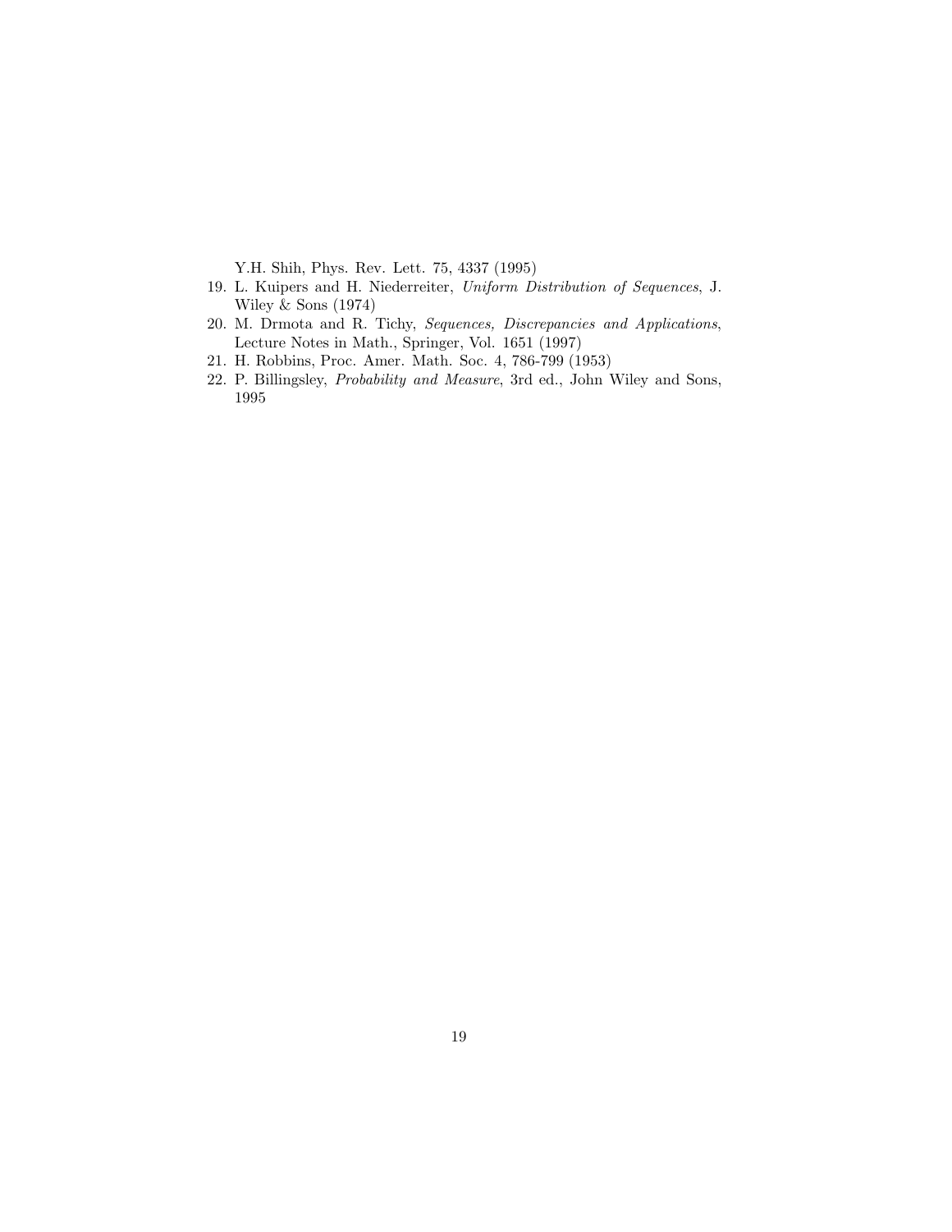Y.H. Shih, Phys. Rev. Lett. 75, 4337 (1995)

19. L. Kuipers and H. Niederreiter, *Uniform Distribution of Sequences*, J. Wiley & Sons (1974)
20. M. Drmota and R. Tichy, *Sequences, Discrepancies and Applications*, Lecture Notes in Math., Springer, Vol. 1651 (1997)
21. H. Robbins, Proc. Amer. Math. Soc. 4, 786-799 (1953)
22. P. Billingsley, *Probability and Measure*, 3rd ed., John Wiley and Sons, 1995